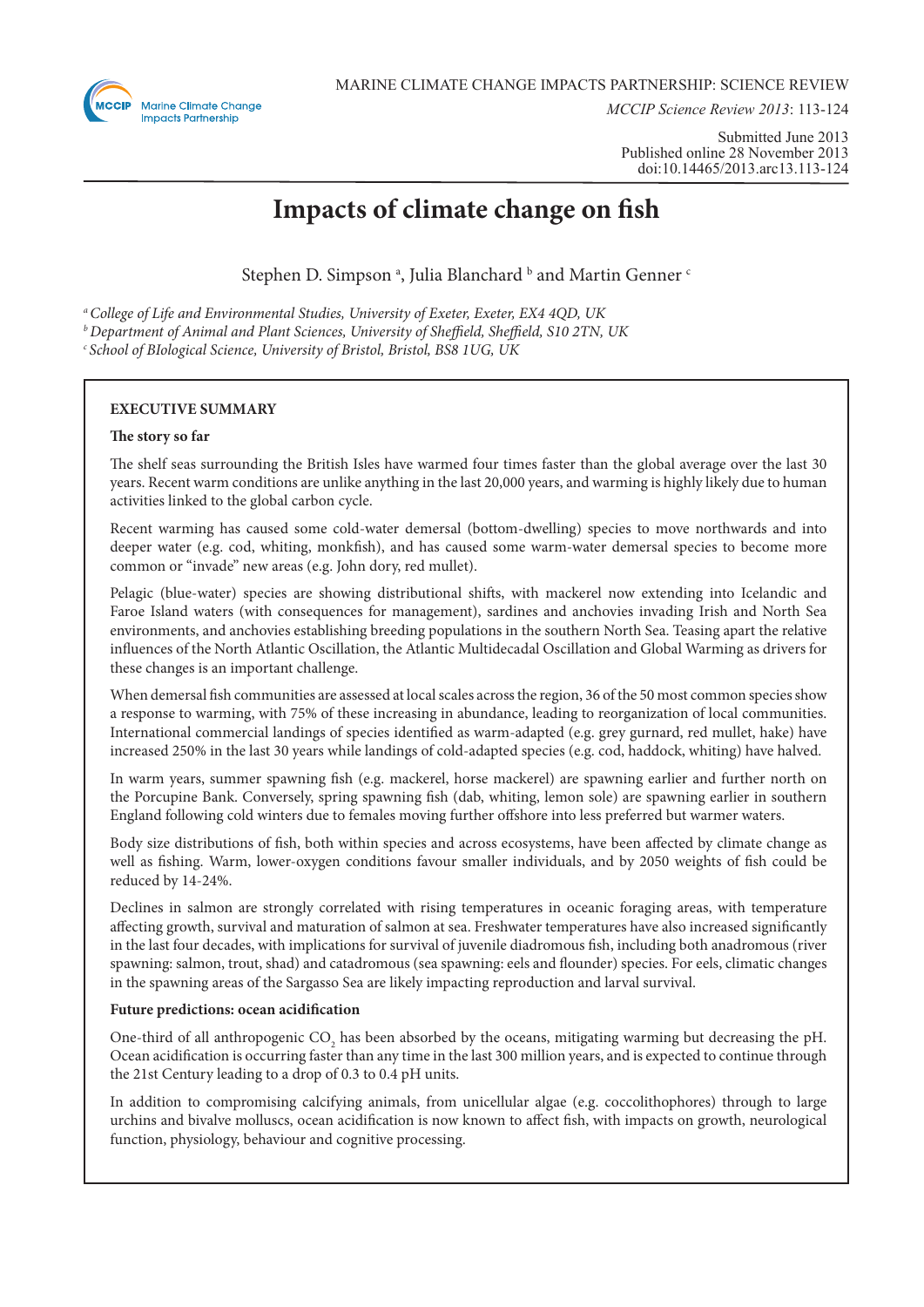MARINE CLIMATE CHANGE IMPACTS PARTNERSHIP: SCIENCE REVIEW

*MCCIP Science Review 2013*: 113-124

Submitted June 2013
Published online 28 November 2013
doi:10.14465/2013.arc13.113-124

# Impacts of climate change on fish

Stephen D. Simpson [a], Julia Blanchard [b] and Martin Genner [c]

[a] *College of Life and Environmental Studies, University of Exeter, Exeter, EX4 4QD, UK*
[b] *Department of Animal and Plant Sciences, University of Sheffield, Sheffield, S10 2TN, UK*
[c] *School of BIological Science, University of Bristol, Bristol, BS8 1UG, UK*

## EXECUTIVE SUMMARY

### The story so far

The shelf seas surrounding the British Isles have warmed four times faster than the global average over the last 30 years. Recent warm conditions are unlike anything in the last 20,000 years, and warming is highly likely due to human activities linked to the global carbon cycle.

Recent warming has caused some cold-water demersal (bottom-dwelling) species to move northwards and into deeper water (e.g. cod, whiting, monkfish), and has caused some warm-water demersal species to become more common or "invade" new areas (e.g. John dory, red mullet).

Pelagic (blue-water) species are showing distributional shifts, with mackerel now extending into Icelandic and Faroe Island waters (with consequences for management), sardines and anchovies invading Irish and North Sea environments, and anchovies establishing breeding populations in the southern North Sea. Teasing apart the relative influences of the North Atlantic Oscillation, the Atlantic Multidecadal Oscillation and Global Warming as drivers for these changes is an important challenge.

When demersal fish communities are assessed at local scales across the region, 36 of the 50 most common species show a response to warming, with 75% of these increasing in abundance, leading to reorganization of local communities. International commercial landings of species identified as warm-adapted (e.g. grey gurnard, red mullet, hake) have increased 250% in the last 30 years while landings of cold-adapted species (e.g. cod, haddock, whiting) have halved.

In warm years, summer spawning fish (e.g. mackerel, horse mackerel) are spawning earlier and further north on the Porcupine Bank. Conversely, spring spawning fish (dab, whiting, lemon sole) are spawning earlier in southern England following cold winters due to females moving further offshore into less preferred but warmer waters.

Body size distributions of fish, both within species and across ecosystems, have been affected by climate change as well as fishing. Warm, lower-oxygen conditions favour smaller individuals, and by 2050 weights of fish could be reduced by 14-24%.

Declines in salmon are strongly correlated with rising temperatures in oceanic foraging areas, with temperature affecting growth, survival and maturation of salmon at sea. Freshwater temperatures have also increased significantly in the last four decades, with implications for survival of juvenile diadromous fish, including both anadromous (river spawning: salmon, trout, shad) and catadromous (sea spawning: eels and flounder) species. For eels, climatic changes in the spawning areas of the Sargasso Sea are likely impacting reproduction and larval survival.

### Future predictions: ocean acidification

One-third of all anthropogenic $CO_2$ has been absorbed by the oceans, mitigating warming but decreasing the pH. Ocean acidification is occurring faster than any time in the last 300 million years, and is expected to continue through the 21st Century leading to a drop of 0.3 to 0.4 pH units.

In addition to compromising calcifying animals, from unicellular algae (e.g. coccolithophores) through to large urchins and bivalve molluscs, ocean acidification is now known to affect fish, with impacts on growth, neurological function, physiology, behaviour and cognitive processing.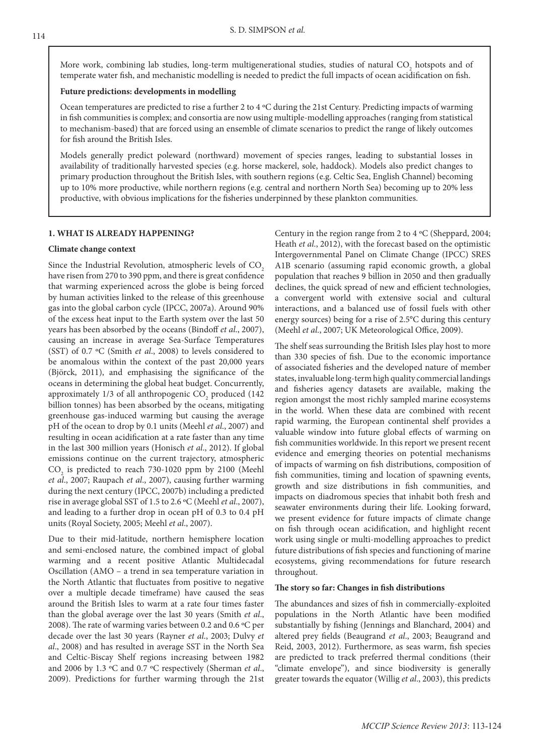More work, combining lab studies, long-term multigenerational studies, studies of natural $CO_2$ hotspots and of temperate water fish, and mechanistic modelling is needed to predict the full impacts of ocean acidification on fish.

**Future predictions: developments in modelling**

Ocean temperatures are predicted to rise a further 2 to 4 °C during the 21st Century. Predicting impacts of warming in fish communities is complex; and consortia are now using multiple-modelling approaches (ranging from statistical to mechanism-based) that are forced using an ensemble of climate scenarios to predict the range of likely outcomes for fish around the British Isles.

Models generally predict poleward (northward) movement of species ranges, leading to substantial losses in availability of traditionally harvested species (e.g. horse mackerel, sole, haddock). Models also predict changes to primary production throughout the British Isles, with southern regions (e.g. Celtic Sea, English Channel) becoming up to 10% more productive, while northern regions (e.g. central and northern North Sea) becoming up to 20% less productive, with obvious implications for the fisheries underpinned by these plankton communities.

## 1. WHAT IS ALREADY HAPPENING?

### Climate change context

Since the Industrial Revolution, atmospheric levels of $CO_2$ have risen from 270 to 390 ppm, and there is great confidence that warming experienced across the globe is being forced by human activities linked to the release of this greenhouse gas into the global carbon cycle (IPCC, 2007a). Around 90% of the excess heat input to the Earth system over the last 50 years has been absorbed by the oceans (Bindoff *et al*., 2007), causing an increase in average Sea-Surface Temperatures (SST) of 0.7 °C (Smith *et al*., 2008) to levels considered to be anomalous within the context of the past 20,000 years (Björck, 2011), and emphasising the significance of the oceans in determining the global heat budget. Concurrently, approximately 1/3 of all anthropogenic $CO_2$ produced (142 billion tonnes) has been absorbed by the oceans, mitigating greenhouse gas-induced warming but causing the average pH of the ocean to drop by 0.1 units (Meehl *et al*., 2007) and resulting in ocean acidification at a rate faster than any time in the last 300 million years (Honisch *et al*., 2012). If global emissions continue on the current trajectory, atmospheric $CO_2$ is predicted to reach 730-1020 ppm by 2100 (Meehl *et al*., 2007; Raupach *et al*., 2007), causing further warming during the next century (IPCC, 2007b) including a predicted rise in average global SST of 1.5 to 2.6 °C (Meehl *et al*., 2007), and leading to a further drop in ocean pH of 0.3 to 0.4 pH units (Royal Society, 2005; Meehl *et al*., 2007).

Due to their mid-latitude, northern hemisphere location and semi-enclosed nature, the combined impact of global warming and a recent positive Atlantic Multidecadal Oscillation (AMO – a trend in sea temperature variation in the North Atlantic that fluctuates from positive to negative over a multiple decade timeframe) have caused the seas around the British Isles to warm at a rate four times faster than the global average over the last 30 years (Smith *et al*., 2008). The rate of warming varies between 0.2 and 0.6 °C per decade over the last 30 years (Rayner *et al*., 2003; Dulvy *et al*., 2008) and has resulted in average SST in the North Sea and Celtic-Biscay Shelf regions increasing between 1982 and 2006 by 1.3 °C and 0.7 °C respectively (Sherman *et al*., 2009). Predictions for further warming through the 21st Century in the region range from 2 to 4 °C (Sheppard, 2004; Heath *et al*., 2012), with the forecast based on the optimistic Intergovernmental Panel on Climate Change (IPCC) SRES A1B scenario (assuming rapid economic growth, a global population that reaches 9 billion in 2050 and then gradually declines, the quick spread of new and efficient technologies, a convergent world with extensive social and cultural interactions, and a balanced use of fossil fuels with other energy sources) being for a rise of 2.5°C during this century (Meehl *et al*., 2007; UK Meteorological Office, 2009).

The shelf seas surrounding the British Isles play host to more than 330 species of fish. Due to the economic importance of associated fisheries and the developed nature of member states, invaluable long-term high quality commercial landings and fisheries agency datasets are available, making the region amongst the most richly sampled marine ecosystems in the world. When these data are combined with recent rapid warming, the European continental shelf provides a valuable window into future global effects of warming on fish communities worldwide. In this report we present recent evidence and emerging theories on potential mechanisms of impacts of warming on fish distributions, composition of fish communities, timing and location of spawning events, growth and size distributions in fish communities, and impacts on diadromous species that inhabit both fresh and seawater environments during their life. Looking forward, we present evidence for future impacts of climate change on fish through ocean acidification, and highlight recent work using single or multi-modelling approaches to predict future distributions of fish species and functioning of marine ecosystems, giving recommendations for future research throughout.

### The story so far: Changes in fish distributions

The abundances and sizes of fish in commercially-exploited populations in the North Atlantic have been modified substantially by fishing (Jennings and Blanchard, 2004) and altered prey fields (Beaugrand *et al*., 2003; Beaugrand and Reid, 2003, 2012). Furthermore, as seas warm, fish species are predicted to track preferred thermal conditions (their "climate envelope"), and since biodiversity is generally greater towards the equator (Willig *et al*., 2003), this predicts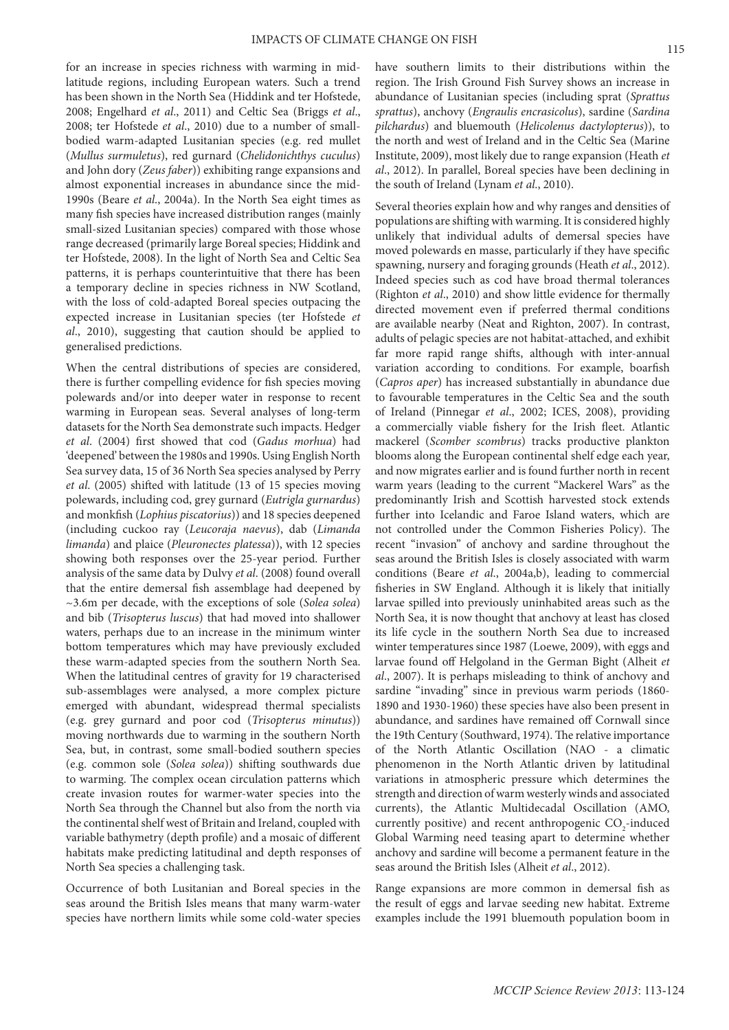for an increase in species richness with warming in mid-latitude regions, including European waters. Such a trend has been shown in the North Sea (Hiddink and ter Hofstede, 2008; Engelhard *et al*., 2011) and Celtic Sea (Briggs *et al*., 2008; ter Hofstede *et al*., 2010) due to a number of small-bodied warm-adapted Lusitanian species (e.g. red mullet (*Mullus surmuletus*), red gurnard (*Chelidonichthys cuculus*) and John dory (*Zeus faber*)) exhibiting range expansions and almost exponential increases in abundance since the mid-1990s (Beare *et al*., 2004a). In the North Sea eight times as many fish species have increased distribution ranges (mainly small-sized Lusitanian species) compared with those whose range decreased (primarily large Boreal species; Hiddink and ter Hofstede, 2008). In the light of North Sea and Celtic Sea patterns, it is perhaps counterintuitive that there has been a temporary decline in species richness in NW Scotland, with the loss of cold-adapted Boreal species outpacing the expected increase in Lusitanian species (ter Hofstede *et al*., 2010), suggesting that caution should be applied to generalised predictions.

When the central distributions of species are considered, there is further compelling evidence for fish species moving polewards and/or into deeper water in response to recent warming in European seas. Several analyses of long-term datasets for the North Sea demonstrate such impacts. Hedger *et al*. (2004) first showed that cod (*Gadus morhua*) had 'deepened' between the 1980s and 1990s. Using English North Sea survey data, 15 of 36 North Sea species analysed by Perry *et al*. (2005) shifted with latitude (13 of 15 species moving polewards, including cod, grey gurnard (*Eutrigla gurnardus*) and monkfish (*Lophius piscatorius*)) and 18 species deepened (including cuckoo ray (*Leucoraja naevus*), dab (*Limanda limanda*) and plaice (*Pleuronectes platessa*)), with 12 species showing both responses over the 25-year period. Further analysis of the same data by Dulvy *et al*. (2008) found overall that the entire demersal fish assemblage had deepened by ~3.6m per decade, with the exceptions of sole (*Solea solea*) and bib (*Trisopterus luscus*) that had moved into shallower waters, perhaps due to an increase in the minimum winter bottom temperatures which may have previously excluded these warm-adapted species from the southern North Sea. When the latitudinal centres of gravity for 19 characterised sub-assemblages were analysed, a more complex picture emerged with abundant, widespread thermal specialists (e.g. grey gurnard and poor cod (*Trisopterus minutus*)) moving northwards due to warming in the southern North Sea, but, in contrast, some small-bodied southern species (e.g. common sole (*Solea solea*)) shifting southwards due to warming. The complex ocean circulation patterns which create invasion routes for warmer-water species into the North Sea through the Channel but also from the north via the continental shelf west of Britain and Ireland, coupled with variable bathymetry (depth profile) and a mosaic of different habitats make predicting latitudinal and depth responses of North Sea species a challenging task.

Occurrence of both Lusitanian and Boreal species in the seas around the British Isles means that many warm-water species have northern limits while some cold-water species have southern limits to their distributions within the region. The Irish Ground Fish Survey shows an increase in abundance of Lusitanian species (including sprat (*Sprattus sprattus*), anchovy (*Engraulis encrasicolus*), sardine (*Sardina pilchardus*) and bluemouth (*Helicolenus dactylopterus*)), to the north and west of Ireland and in the Celtic Sea (Marine Institute, 2009), most likely due to range expansion (Heath *et al*., 2012). In parallel, Boreal species have been declining in the south of Ireland (Lynam *et al*., 2010).

Several theories explain how and why ranges and densities of populations are shifting with warming. It is considered highly unlikely that individual adults of demersal species have moved polewards en masse, particularly if they have specific spawning, nursery and foraging grounds (Heath *et al*., 2012). Indeed species such as cod have broad thermal tolerances (Righton *et al*., 2010) and show little evidence for thermally directed movement even if preferred thermal conditions are available nearby (Neat and Righton, 2007). In contrast, adults of pelagic species are not habitat-attached, and exhibit far more rapid range shifts, although with inter-annual variation according to conditions. For example, boarfish (*Capros aper*) has increased substantially in abundance due to favourable temperatures in the Celtic Sea and the south of Ireland (Pinnegar *et al*., 2002; ICES, 2008), providing a commercially viable fishery for the Irish fleet. Atlantic mackerel (*Scomber scombrus*) tracks productive plankton blooms along the European continental shelf edge each year, and now migrates earlier and is found further north in recent warm years (leading to the current "Mackerel Wars" as the predominantly Irish and Scottish harvested stock extends further into Icelandic and Faroe Island waters, which are not controlled under the Common Fisheries Policy). The recent "invasion" of anchovy and sardine throughout the seas around the British Isles is closely associated with warm conditions (Beare *et al*., 2004a,b), leading to commercial fisheries in SW England. Although it is likely that initially larvae spilled into previously uninhabited areas such as the North Sea, it is now thought that anchovy at least has closed its life cycle in the southern North Sea due to increased winter temperatures since 1987 (Loewe, 2009), with eggs and larvae found off Helgoland in the German Bight (Alheit *et al*., 2007). It is perhaps misleading to think of anchovy and sardine "invading" since in previous warm periods (1860-1890 and 1930-1960) these species have also been present in abundance, and sardines have remained off Cornwall since the 19th Century (Southward, 1974). The relative importance of the North Atlantic Oscillation (NAO - a climatic phenomenon in the North Atlantic driven by latitudinal variations in atmospheric pressure which determines the strength and direction of warm westerly winds and associated currents), the Atlantic Multidecadal Oscillation (AMO, currently positive) and recent anthropogenic $CO_2$-induced Global Warming need teasing apart to determine whether anchovy and sardine will become a permanent feature in the seas around the British Isles (Alheit *et al*., 2012).

Range expansions are more common in demersal fish as the result of eggs and larvae seeding new habitat. Extreme examples include the 1991 bluemouth population boom in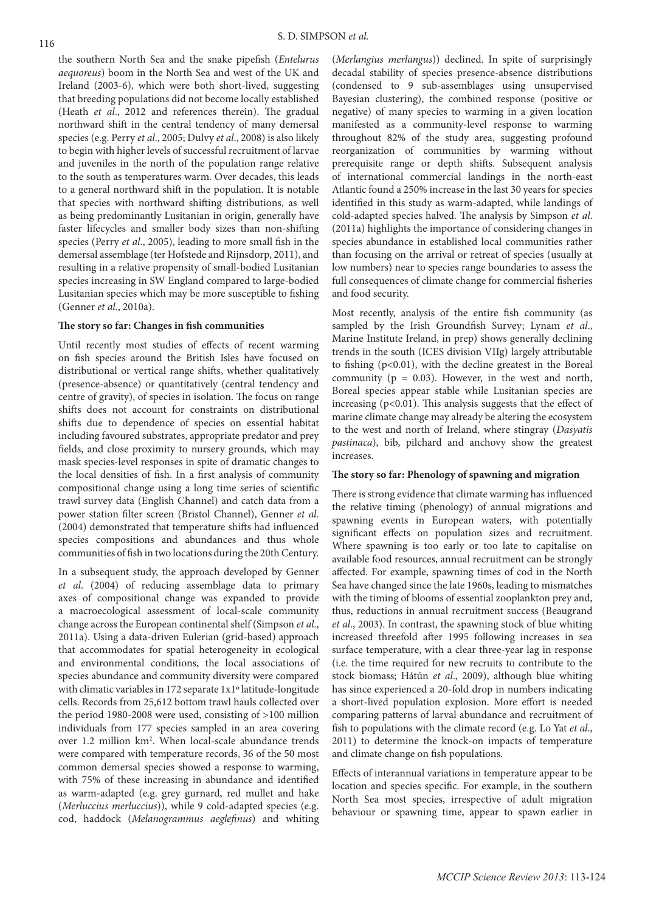the southern North Sea and the snake pipefish (*Entelurus aequoreus*) boom in the North Sea and west of the UK and Ireland (2003-6), which were both short-lived, suggesting that breeding populations did not become locally established (Heath *et al*., 2012 and references therein). The gradual northward shift in the central tendency of many demersal species (e.g. Perry *et al*., 2005; Dulvy *et al*., 2008) is also likely to begin with higher levels of successful recruitment of larvae and juveniles in the north of the population range relative to the south as temperatures warm. Over decades, this leads to a general northward shift in the population. It is notable that species with northward shifting distributions, as well as being predominantly Lusitanian in origin, generally have faster lifecycles and smaller body sizes than non-shifting species (Perry *et al*., 2005), leading to more small fish in the demersal assemblage (ter Hofstede and Rijnsdorp, 2011), and resulting in a relative propensity of small-bodied Lusitanian species increasing in SW England compared to large-bodied Lusitanian species which may be more susceptible to fishing (Genner *et al*., 2010a).

**The story so far: Changes in fish communities**

Until recently most studies of effects of recent warming on fish species around the British Isles have focused on distributional or vertical range shifts, whether qualitatively (presence-absence) or quantitatively (central tendency and centre of gravity), of species in isolation. The focus on range shifts does not account for constraints on distributional shifts due to dependence of species on essential habitat including favoured substrates, appropriate predator and prey fields, and close proximity to nursery grounds, which may mask species-level responses in spite of dramatic changes to the local densities of fish. In a first analysis of community compositional change using a long time series of scientific trawl survey data (English Channel) and catch data from a power station filter screen (Bristol Channel), Genner *et al*. (2004) demonstrated that temperature shifts had influenced species compositions and abundances and thus whole communities of fish in two locations during the 20th Century.

In a subsequent study, the approach developed by Genner *et al*. (2004) of reducing assemblage data to primary axes of compositional change was expanded to provide a macroecological assessment of local-scale community change across the European continental shelf (Simpson *et al*., 2011a). Using a data-driven Eulerian (grid-based) approach that accommodates for spatial heterogeneity in ecological and environmental conditions, the local associations of species abundance and community diversity were compared with climatic variables in 172 separate 1x1º latitude-longitude cells. Records from 25,612 bottom trawl hauls collected over the period 1980-2008 were used, consisting of >100 million individuals from 177 species sampled in an area covering over 1.2 million km$^2$. When local-scale abundance trends were compared with temperature records, 36 of the 50 most common demersal species showed a response to warming, with 75% of these increasing in abundance and identified as warm-adapted (e.g. grey gurnard, red mullet and hake (*Merluccius merluccius*)), while 9 cold-adapted species (e.g. cod, haddock (*Melanogrammus aeglefinus*) and whiting (*Merlangius merlangus*)) declined. In spite of surprisingly decadal stability of species presence-absence distributions (condensed to 9 sub-assemblages using unsupervised Bayesian clustering), the combined response (positive or negative) of many species to warming in a given location manifested as a community-level response to warming throughout 82% of the study area, suggesting profound reorganization of communities by warming without prerequisite range or depth shifts. Subsequent analysis of international commercial landings in the north-east Atlantic found a 250% increase in the last 30 years for species identified in this study as warm-adapted, while landings of cold-adapted species halved. The analysis by Simpson *et al.* (2011a) highlights the importance of considering changes in species abundance in established local communities rather than focusing on the arrival or retreat of species (usually at low numbers) near to species range boundaries to assess the full consequences of climate change for commercial fisheries and food security.

Most recently, analysis of the entire fish community (as sampled by the Irish Groundfish Survey; Lynam *et al*., Marine Institute Ireland, in prep) shows generally declining trends in the south (ICES division VIIg) largely attributable to fishing ($p<0.01$), with the decline greatest in the Boreal community ($p = 0.03$). However, in the west and north, Boreal species appear stable while Lusitanian species are increasing ($p<0.01$). This analysis suggests that the effect of marine climate change may already be altering the ecosystem to the west and north of Ireland, where stingray (*Dasyatis pastinaca*), bib, pilchard and anchovy show the greatest increases.

**The story so far: Phenology of spawning and migration**

There is strong evidence that climate warming has influenced the relative timing (phenology) of annual migrations and spawning events in European waters, with potentially significant effects on population sizes and recruitment. Where spawning is too early or too late to capitalise on available food resources, annual recruitment can be strongly affected. For example, spawning times of cod in the North Sea have changed since the late 1960s, leading to mismatches with the timing of blooms of essential zooplankton prey and, thus, reductions in annual recruitment success (Beaugrand *et al*., 2003). In contrast, the spawning stock of blue whiting increased threefold after 1995 following increases in sea surface temperature, with a clear three-year lag in response (i.e. the time required for new recruits to contribute to the stock biomass; Hátún *et al*., 2009), although blue whiting has since experienced a 20-fold drop in numbers indicating a short-lived population explosion. More effort is needed comparing patterns of larval abundance and recruitment of fish to populations with the climate record (e.g. Lo Yat *et al*., 2011) to determine the knock-on impacts of temperature and climate change on fish populations.

Effects of interannual variations in temperature appear to be location and species specific. For example, in the southern North Sea most species, irrespective of adult migration behaviour or spawning time, appear to spawn earlier in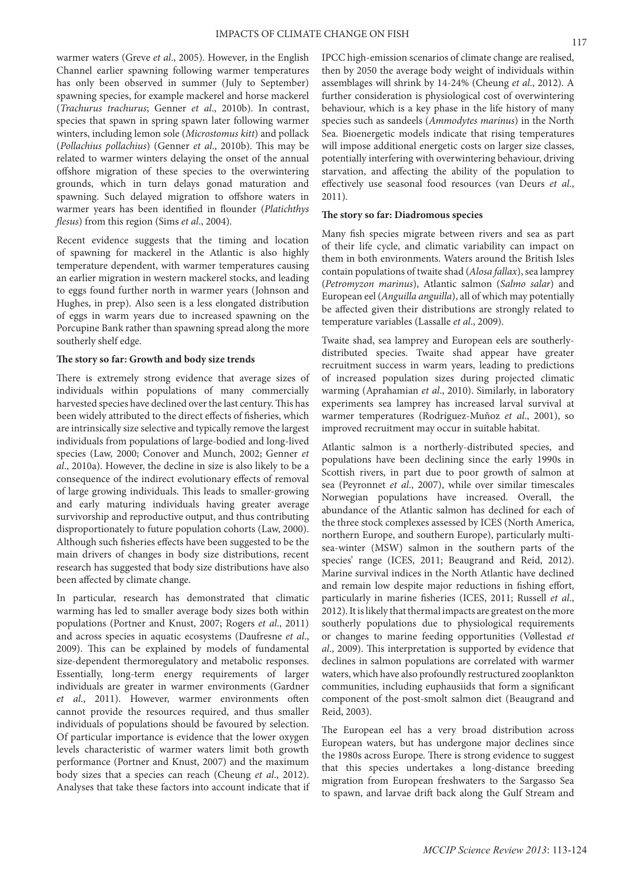warmer waters (Greve *et al*., 2005). However, in the English Channel earlier spawning following warmer temperatures has only been observed in summer (July to September) spawning species, for example mackerel and horse mackerel (*Trachurus trachurus*; Genner *et al*., 2010b). In contrast, species that spawn in spring spawn later following warmer winters, including lemon sole (*Microstomus kitt*) and pollack (*Pollachius pollachius*) (Genner *et al*., 2010b). This may be related to warmer winters delaying the onset of the annual offshore migration of these species to the overwintering grounds, which in turn delays gonad maturation and spawning. Such delayed migration to offshore waters in warmer years has been identified in flounder (*Platichthys flesus*) from this region (Sims *et al*., 2004).

Recent evidence suggests that the timing and location of spawning for mackerel in the Atlantic is also highly temperature dependent, with warmer temperatures causing an earlier migration in western mackerel stocks, and leading to eggs found further north in warmer years (Johnson and Hughes, in prep). Also seen is a less elongated distribution of eggs in warm years due to increased spawning on the Porcupine Bank rather than spawning spread along the more southerly shelf edge.

**The story so far: Growth and body size trends**

There is extremely strong evidence that average sizes of individuals within populations of many commercially harvested species have declined over the last century. This has been widely attributed to the direct effects of fisheries, which are intrinsically size selective and typically remove the largest individuals from populations of large-bodied and long-lived species (Law, 2000; Conover and Munch, 2002; Genner *et al*., 2010a). However, the decline in size is also likely to be a consequence of the indirect evolutionary effects of removal of large growing individuals. This leads to smaller-growing and early maturing individuals having greater average survivorship and reproductive output, and thus contributing disproportionately to future population cohorts (Law, 2000). Although such fisheries effects have been suggested to be the main drivers of changes in body size distributions, recent research has suggested that body size distributions have also been affected by climate change.

In particular, research has demonstrated that climatic warming has led to smaller average body sizes both within populations (Portner and Knust, 2007; Rogers *et al*., 2011) and across species in aquatic ecosystems (Daufresne *et al*., 2009). This can be explained by models of fundamental size-dependent thermoregulatory and metabolic responses. Essentially, long-term energy requirements of larger individuals are greater in warmer environments (Gardner *et al*., 2011). However, warmer environments often cannot provide the resources required, and thus smaller individuals of populations should be favoured by selection. Of particular importance is evidence that the lower oxygen levels characteristic of warmer waters limit both growth performance (Portner and Knust, 2007) and the maximum body sizes that a species can reach (Cheung *et al*., 2012). Analyses that take these factors into account indicate that if IPCC high-emission scenarios of climate change are realised, then by 2050 the average body weight of individuals within assemblages will shrink by 14-24% (Cheung *et al*., 2012). A further consideration is physiological cost of overwintering behaviour, which is a key phase in the life history of many species such as sandeels (*Ammodytes marinus*) in the North Sea. Bioenergetic models indicate that rising temperatures will impose additional energetic costs on larger size classes, potentially interfering with overwintering behaviour, driving starvation, and affecting the ability of the population to effectively use seasonal food resources (van Deurs *et al*., 2011).

**The story so far: Diadromous species**

Many fish species migrate between rivers and sea as part of their life cycle, and climatic variability can impact on them in both environments. Waters around the British Isles contain populations of twaite shad (*Alosa fallax*), sea lamprey (*Petromyzon marinus*), Atlantic salmon (*Salmo salar*) and European eel (*Anguilla anguilla*), all of which may potentially be affected given their distributions are strongly related to temperature variables (Lassalle *et al*., 2009).

Twaite shad, sea lamprey and European eels are southerly-distributed species. Twaite shad appear have greater recruitment success in warm years, leading to predictions of increased population sizes during projected climatic warming (Aprahamian *et al*., 2010). Similarly, in laboratory experiments sea lamprey has increased larval survival at warmer temperatures (Rodríguez-Muñoz *et al*., 2001), so improved recruitment may occur in suitable habitat.

Atlantic salmon is a northerly-distributed species, and populations have been declining since the early 1990s in Scottish rivers, in part due to poor growth of salmon at sea (Peyronnet *et al*., 2007), while over similar timescales Norwegian populations have increased. Overall, the abundance of the Atlantic salmon has declined for each of the three stock complexes assessed by ICES (North America, northern Europe, and southern Europe), particularly multi-sea-winter (MSW) salmon in the southern parts of the species' range (ICES, 2011; Beaugrand and Reid, 2012). Marine survival indices in the North Atlantic have declined and remain low despite major reductions in fishing effort, particularly in marine fisheries (ICES, 2011; Russell *et al*., 2012). It is likely that thermal impacts are greatest on the more southerly populations due to physiological requirements or changes to marine feeding opportunities (Vøllestad *et al*., 2009). This interpretation is supported by evidence that declines in salmon populations are correlated with warmer waters, which have also profoundly restructured zooplankton communities, including euphausiids that form a significant component of the post-smolt salmon diet (Beaugrand and Reid, 2003).

The European eel has a very broad distribution across European waters, but has undergone major declines since the 1980s across Europe. There is strong evidence to suggest that this species undertakes a long-distance breeding migration from European freshwaters to the Sargasso Sea to spawn, and larvae drift back along the Gulf Stream and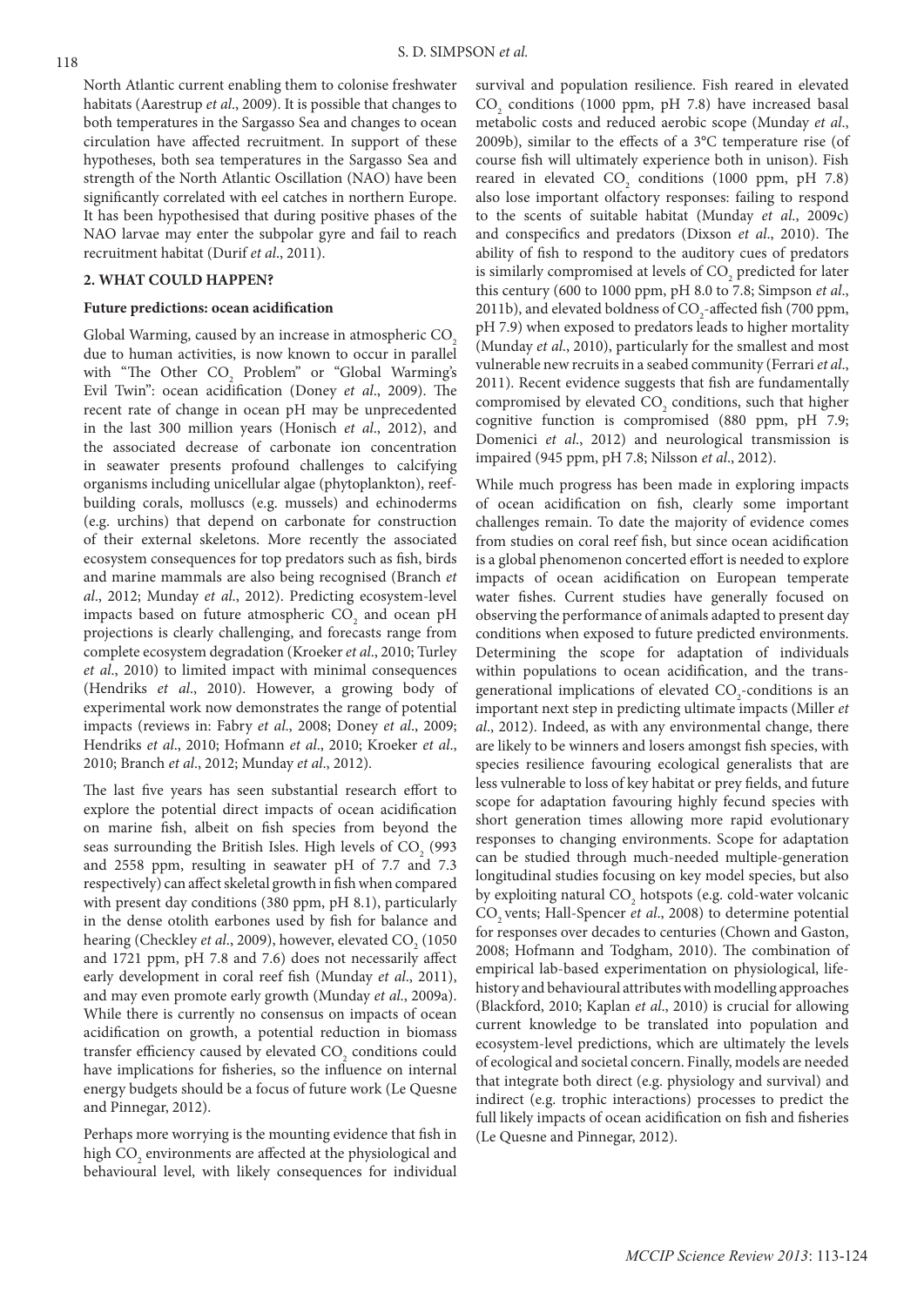North Atlantic current enabling them to colonise freshwater habitats (Aarestrup *et al*., 2009). It is possible that changes to both temperatures in the Sargasso Sea and changes to ocean circulation have affected recruitment. In support of these hypotheses, both sea temperatures in the Sargasso Sea and strength of the North Atlantic Oscillation (NAO) have been significantly correlated with eel catches in northern Europe. It has been hypothesised that during positive phases of the NAO larvae may enter the subpolar gyre and fail to reach recruitment habitat (Durif *et al*., 2011).

## 2. WHAT COULD HAPPEN?

### Future predictions: ocean acidification

Global Warming, caused by an increase in atmospheric $CO_2$ due to human activities, is now known to occur in parallel with "The Other $CO_2$ Problem" or "Global Warming's Evil Twin": ocean acidification (Doney *et al*., 2009). The recent rate of change in ocean pH may be unprecedented in the last 300 million years (Honisch *et al*., 2012), and the associated decrease of carbonate ion concentration in seawater presents profound challenges to calcifying organisms including unicellular algae (phytoplankton), reef-building corals, molluscs (e.g. mussels) and echinoderms (e.g. urchins) that depend on carbonate for construction of their external skeletons. More recently the associated ecosystem consequences for top predators such as fish, birds and marine mammals are also being recognised (Branch *et al*., 2012; Munday *et al*., 2012). Predicting ecosystem-level impacts based on future atmospheric $CO_2$ and ocean pH projections is clearly challenging, and forecasts range from complete ecosystem degradation (Kroeker *et al*., 2010; Turley *et al*., 2010) to limited impact with minimal consequences (Hendriks *et al*., 2010). However, a growing body of experimental work now demonstrates the range of potential impacts (reviews in: Fabry *et al*., 2008; Doney *et al*., 2009; Hendriks *et al*., 2010; Hofmann *et al*., 2010; Kroeker *et al*., 2010; Branch *et al*., 2012; Munday *et al*., 2012).

The last five years has seen substantial research effort to explore the potential direct impacts of ocean acidification on marine fish, albeit on fish species from beyond the seas surrounding the British Isles. High levels of $CO_2$ (993 and 2558 ppm, resulting in seawater pH of 7.7 and 7.3 respectively) can affect skeletal growth in fish when compared with present day conditions (380 ppm, pH 8.1), particularly in the dense otolith earbones used by fish for balance and hearing (Checkley *et al*., 2009), however, elevated $CO_2$ (1050 and 1721 ppm, pH 7.8 and 7.6) does not necessarily affect early development in coral reef fish (Munday *et al*., 2011), and may even promote early growth (Munday *et al*., 2009a). While there is currently no consensus on impacts of ocean acidification on growth, a potential reduction in biomass transfer efficiency caused by elevated $CO_2$ conditions could have implications for fisheries, so the influence on internal energy budgets should be a focus of future work (Le Quesne and Pinnegar, 2012).

Perhaps more worrying is the mounting evidence that fish in high $CO_2$ environments are affected at the physiological and behavioural level, with likely consequences for individual survival and population resilience. Fish reared in elevated $CO_2$ conditions (1000 ppm, pH 7.8) have increased basal metabolic costs and reduced aerobic scope (Munday *et al*., 2009b), similar to the effects of a 3°C temperature rise (of course fish will ultimately experience both in unison). Fish reared in elevated $CO_2$ conditions (1000 ppm, pH 7.8) also lose important olfactory responses: failing to respond to the scents of suitable habitat (Munday *et al*., 2009c) and conspecifics and predators (Dixson *et al*., 2010). The ability of fish to respond to the auditory cues of predators is similarly compromised at levels of $CO_2$ predicted for later this century (600 to 1000 ppm, pH 8.0 to 7.8; Simpson *et al*., 2011b), and elevated boldness of $CO_2$-affected fish (700 ppm, pH 7.9) when exposed to predators leads to higher mortality (Munday *et al*., 2010), particularly for the smallest and most vulnerable new recruits in a seabed community (Ferrari *et al*., 2011). Recent evidence suggests that fish are fundamentally compromised by elevated $CO_2$ conditions, such that higher cognitive function is compromised (880 ppm, pH 7.9; Domenici *et al*., 2012) and neurological transmission is impaired (945 ppm, pH 7.8; Nilsson *et al*., 2012).

While much progress has been made in exploring impacts of ocean acidification on fish, clearly some important challenges remain. To date the majority of evidence comes from studies on coral reef fish, but since ocean acidification is a global phenomenon concerted effort is needed to explore impacts of ocean acidification on European temperate water fishes. Current studies have generally focused on observing the performance of animals adapted to present day conditions when exposed to future predicted environments. Determining the scope for adaptation of individuals within populations to ocean acidification, and the trans-generational implications of elevated $CO_2$-conditions is an important next step in predicting ultimate impacts (Miller *et al*., 2012). Indeed, as with any environmental change, there are likely to be winners and losers amongst fish species, with species resilience favouring ecological generalists that are less vulnerable to loss of key habitat or prey fields, and future scope for adaptation favouring highly fecund species with short generation times allowing more rapid evolutionary responses to changing environments. Scope for adaptation can be studied through much-needed multiple-generation longitudinal studies focusing on key model species, but also by exploiting natural $CO_2$ hotspots (e.g. cold-water volcanic $CO_2$ vents; Hall-Spencer *et al*., 2008) to determine potential for responses over decades to centuries (Chown and Gaston, 2008; Hofmann and Todgham, 2010). The combination of empirical lab-based experimentation on physiological, life-history and behavioural attributes with modelling approaches (Blackford, 2010; Kaplan *et al*., 2010) is crucial for allowing current knowledge to be translated into population and ecosystem-level predictions, which are ultimately the levels of ecological and societal concern. Finally, models are needed that integrate both direct (e.g. physiology and survival) and indirect (e.g. trophic interactions) processes to predict the full likely impacts of ocean acidification on fish and fisheries (Le Quesne and Pinnegar, 2012).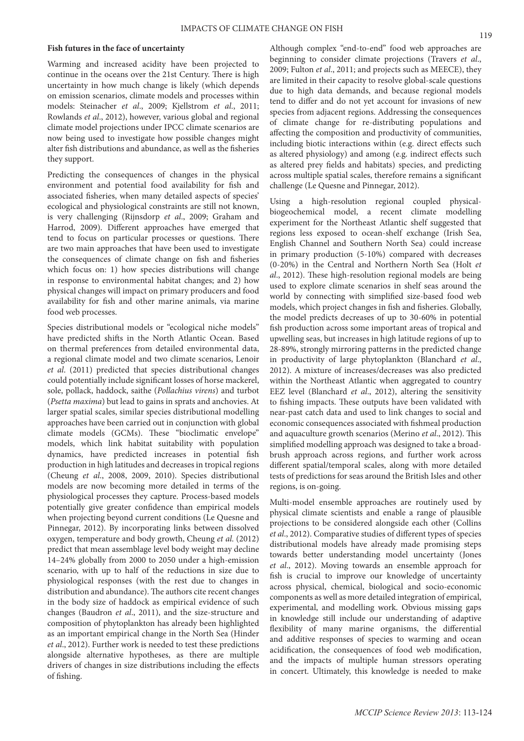**Fish futures in the face of uncertainty**

Warming and increased acidity have been projected to continue in the oceans over the 21st Century. There is high uncertainty in how much change is likely (which depends on emission scenarios, climate models and processes within models: Steinacher *et al*., 2009; Kjellstrom *et al*., 2011; Rowlands *et al*., 2012), however, various global and regional climate model projections under IPCC climate scenarios are now being used to investigate how possible changes might alter fish distributions and abundance, as well as the fisheries they support.

Predicting the consequences of changes in the physical environment and potential food availability for fish and associated fisheries, when many detailed aspects of species' ecological and physiological constraints are still not known, is very challenging (Rijnsdorp *et al*., 2009; Graham and Harrod, 2009). Different approaches have emerged that tend to focus on particular processes or questions. There are two main approaches that have been used to investigate the consequences of climate change on fish and fisheries which focus on: 1) how species distributions will change in response to environmental habitat changes; and 2) how physical changes will impact on primary producers and food availability for fish and other marine animals, via marine food web processes.

Species distributional models or "ecological niche models" have predicted shifts in the North Atlantic Ocean. Based on thermal preferences from detailed environmental data, a regional climate model and two climate scenarios, Lenoir *et al*. (2011) predicted that species distributional changes could potentially include significant losses of horse mackerel, sole, pollack, haddock, saithe (*Pollachius virens*) and turbot (*Psetta maxima*) but lead to gains in sprats and anchovies. At larger spatial scales, similar species distributional modelling approaches have been carried out in conjunction with global climate models (GCMs). These "bioclimatic envelope" models, which link habitat suitability with population dynamics, have predicted increases in potential fish production in high latitudes and decreases in tropical regions (Cheung *et al*., 2008, 2009, 2010). Species distributional models are now becoming more detailed in terms of the physiological processes they capture. Process-based models potentially give greater confidence than empirical models when projecting beyond current conditions (Le Quesne and Pinnegar, 2012). By incorporating links between dissolved oxygen, temperature and body growth, Cheung *et al*. (2012) predict that mean assemblage level body weight may decline 14–24% globally from 2000 to 2050 under a high-emission scenario, with up to half of the reductions in size due to physiological responses (with the rest due to changes in distribution and abundance). The authors cite recent changes in the body size of haddock as empirical evidence of such changes (Baudron *et al*., 2011), and the size-structure and composition of phytoplankton has already been highlighted as an important empirical change in the North Sea (Hinder *et al*., 2012). Further work is needed to test these predictions alongside alternative hypotheses, as there are multiple drivers of changes in size distributions including the effects of fishing.

Although complex "end-to-end" food web approaches are beginning to consider climate projections (Travers *et al*., 2009; Fulton *et al*., 2011; and projects such as MEECE), they are limited in their capacity to resolve global-scale questions due to high data demands, and because regional models tend to differ and do not yet account for invasions of new species from adjacent regions. Addressing the consequences of climate change for re-distributing populations and affecting the composition and productivity of communities, including biotic interactions within (e.g. direct effects such as altered physiology) and among (e.g. indirect effects such as altered prey fields and habitats) species, and predicting across multiple spatial scales, therefore remains a significant challenge (Le Quesne and Pinnegar, 2012).

Using a high-resolution regional coupled physical-biogeochemical model, a recent climate modelling experiment for the Northeast Atlantic shelf suggested that regions less exposed to ocean-shelf exchange (Irish Sea, English Channel and Southern North Sea) could increase in primary production (5-10%) compared with decreases (0-20%) in the Central and Northern North Sea (Holt *et al*., 2012). These high-resolution regional models are being used to explore climate scenarios in shelf seas around the world by connecting with simplified size-based food web models, which project changes in fish and fisheries. Globally, the model predicts decreases of up to 30-60% in potential fish production across some important areas of tropical and upwelling seas, but increases in high latitude regions of up to 28-89%, strongly mirroring patterns in the predicted change in productivity of large phytoplankton (Blanchard *et al*., 2012). A mixture of increases/decreases was also predicted within the Northeast Atlantic when aggregated to country EEZ level (Blanchard *et al*., 2012), altering the sensitivity to fishing impacts. These outputs have been validated with near-past catch data and used to link changes to social and economic consequences associated with fishmeal production and aquaculture growth scenarios (Merino *et al*., 2012). This simplified modelling approach was designed to take a broad-brush approach across regions, and further work across different spatial/temporal scales, along with more detailed tests of predictions for seas around the British Isles and other regions, is on-going.

Multi-model ensemble approaches are routinely used by physical climate scientists and enable a range of plausible projections to be considered alongside each other (Collins *et al*., 2012). Comparative studies of different types of species distributional models have already made promising steps towards better understanding model uncertainty (Jones *et al*., 2012). Moving towards an ensemble approach for fish is crucial to improve our knowledge of uncertainty across physical, chemical, biological and socio-economic components as well as more detailed integration of empirical, experimental, and modelling work. Obvious missing gaps in knowledge still include our understanding of adaptive flexibility of many marine organisms, the differential and additive responses of species to warming and ocean acidification, the consequences of food web modification, and the impacts of multiple human stressors operating in concert. Ultimately, this knowledge is needed to make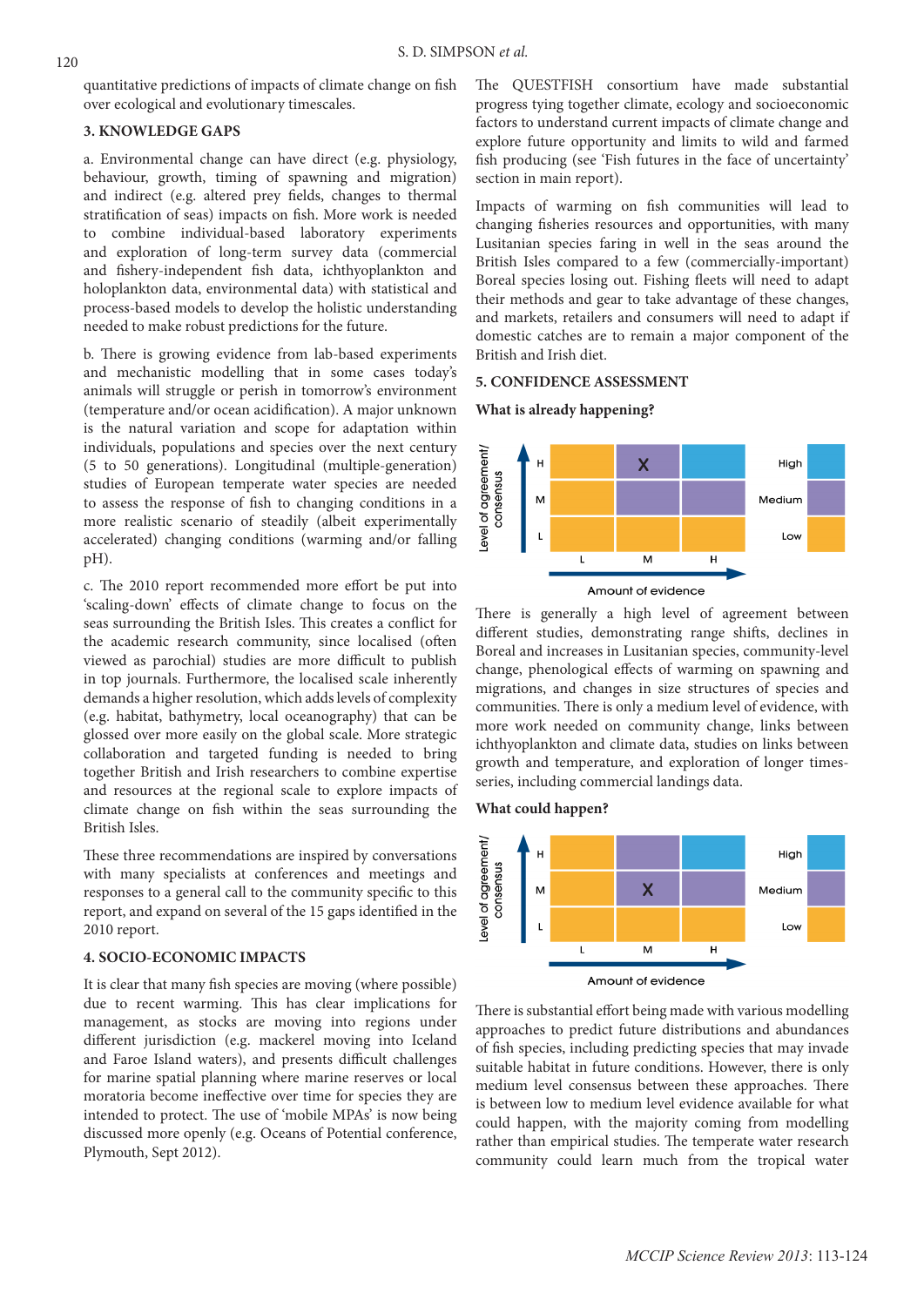quantitative predictions of impacts of climate change on fish over ecological and evolutionary timescales.

## 3. KNOWLEDGE GAPS

a. Environmental change can have direct (e.g. physiology, behaviour, growth, timing of spawning and migration) and indirect (e.g. altered prey fields, changes to thermal stratification of seas) impacts on fish. More work is needed to combine individual-based laboratory experiments and exploration of long-term survey data (commercial and fishery-independent fish data, ichthyoplankton and holoplankton data, environmental data) with statistical and process-based models to develop the holistic understanding needed to make robust predictions for the future.

b. There is growing evidence from lab-based experiments and mechanistic modelling that in some cases today's animals will struggle or perish in tomorrow's environment (temperature and/or ocean acidification). A major unknown is the natural variation and scope for adaptation within individuals, populations and species over the next century (5 to 50 generations). Longitudinal (multiple-generation) studies of European temperate water species are needed to assess the response of fish to changing conditions in a more realistic scenario of steadily (albeit experimentally accelerated) changing conditions (warming and/or falling pH).

c. The 2010 report recommended more effort be put into 'scaling-down' effects of climate change to focus on the seas surrounding the British Isles. This creates a conflict for the academic research community, since localised (often viewed as parochial) studies are more difficult to publish in top journals. Furthermore, the localised scale inherently demands a higher resolution, which adds levels of complexity (e.g. habitat, bathymetry, local oceanography) that can be glossed over more easily on the global scale. More strategic collaboration and targeted funding is needed to bring together British and Irish researchers to combine expertise and resources at the regional scale to explore impacts of climate change on fish within the seas surrounding the British Isles.

These three recommendations are inspired by conversations with many specialists at conferences and meetings and responses to a general call to the community specific to this report, and expand on several of the 15 gaps identified in the 2010 report.

## 4. SOCIO-ECONOMIC IMPACTS

It is clear that many fish species are moving (where possible) due to recent warming. This has clear implications for management, as stocks are moving into regions under different jurisdiction (e.g. mackerel moving into Iceland and Faroe Island waters), and presents difficult challenges for marine spatial planning where marine reserves or local moratoria become ineffective over time for species they are intended to protect. The use of 'mobile MPAs' is now being discussed more openly (e.g. Oceans of Potential conference, Plymouth, Sept 2012).

The QUESTFISH consortium have made substantial progress tying together climate, ecology and socioeconomic factors to understand current impacts of climate change and explore future opportunity and limits to wild and farmed fish producing (see 'Fish futures in the face of uncertainty' section in main report).

Impacts of warming on fish communities will lead to changing fisheries resources and opportunities, with many Lusitanian species faring in well in the seas around the British Isles compared to a few (commercially-important) Boreal species losing out. Fishing fleets will need to adapt their methods and gear to take advantage of these changes, and markets, retailers and consumers will need to adapt if domestic catches are to remain a major component of the British and Irish diet.

## 5. CONFIDENCE ASSESSMENT

### What is already happening?

Level of agreement/ consensus
H
M
L
X
L M H
Amount of evidence
High
Medium
Low

There is generally a high level of agreement between different studies, demonstrating range shifts, declines in Boreal and increases in Lusitanian species, community-level change, phenological effects of warming on spawning and migrations, and changes in size structures of species and communities. There is only a medium level of evidence, with more work needed on community change, links between ichthyoplankton and climate data, studies on links between growth and temperature, and exploration of longer times-series, including commercial landings data.

### What could happen?

Level of agreement/ consensus
H
M
L
X
L M H
Amount of evidence
High
Medium
Low

There is substantial effort being made with various modelling approaches to predict future distributions and abundances of fish species, including predicting species that may invade suitable habitat in future conditions. However, there is only medium level consensus between these approaches. There is between low to medium level evidence available for what could happen, with the majority coming from modelling rather than empirical studies. The temperate water research community could learn much from the tropical water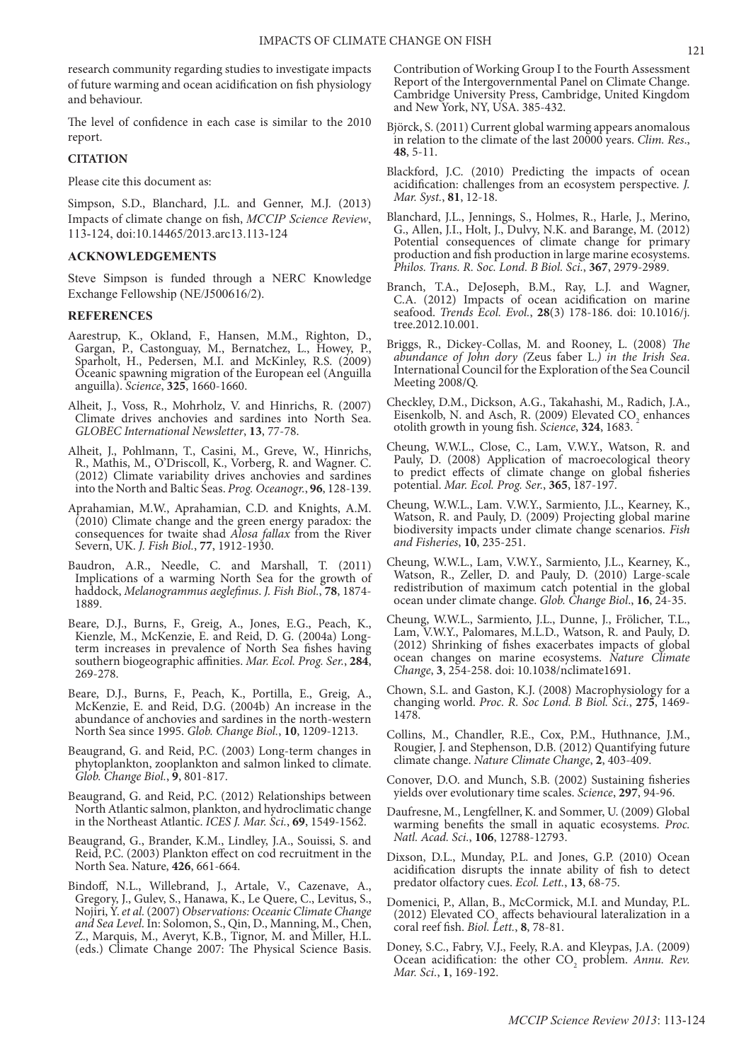research community regarding studies to investigate impacts of future warming and ocean acidification on fish physiology and behaviour.

The level of confidence in each case is similar to the 2010 report.

## CITATION

Please cite this document as:

Simpson, S.D., Blanchard, J.L. and Genner, M.J. (2013) Impacts of climate change on fish, *MCCIP Science Review*, 113-124, doi:10.14465/2013.arc13.113-124

## ACKNOWLEDGEMENTS

Steve Simpson is funded through a NERC Knowledge Exchange Fellowship (NE/J500616/2).

## REFERENCES

Aarestrup, K., Okland, F., Hansen, M.M., Righton, D., Gargan, P., Castonguay, M., Bernatchez, L., Howey, P., Sparholt, H., Pedersen, M.I. and McKinley, R.S. (2009) Oceanic spawning migration of the European eel (Anguilla anguilla). *Science*, **325**, 1660-1660.

Alheit, J., Voss, R., Mohrholz, V. and Hinrichs, R. (2007) Climate drives anchovies and sardines into North Sea. *GLOBEC International Newsletter*, **13**, 77-78.

Alheit, J., Pohlmann, T., Casini, M., Greve, W., Hinrichs, R., Mathis, M., O'Driscoll, K., Vorberg, R. and Wagner. C. (2012) Climate variability drives anchovies and sardines into the North and Baltic Seas. *Prog. Oceanogr.*, **96**, 128-139.

Aprahamian, M.W., Aprahamian, C.D. and Knights, A.M. (2010) Climate change and the green energy paradox: the consequences for twaite shad *Alosa fallax* from the River Severn, UK. *J. Fish Biol.*, **77**, 1912-1930.

Baudron, A.R., Needle, C. and Marshall, T. (2011) Implications of a warming North Sea for the growth of haddock, *Melanogrammus aeglefinus*. *J. Fish Biol.*, **78**, 1874-1889.

Beare, D.J., Burns, F., Greig, A., Jones, E.G., Peach, K., Kienzle, M., McKenzie, E. and Reid, D. G. (2004a) Long-term increases in prevalence of North Sea fishes having southern biogeographic affinities. *Mar. Ecol. Prog. Ser.*, **284**, 269-278.

Beare, D.J., Burns, F., Peach, K., Portilla, E., Greig, A., McKenzie, E. and Reid, D.G. (2004b) An increase in the abundance of anchovies and sardines in the north-western North Sea since 1995. *Glob. Change Biol.*, **10**, 1209-1213.

Beaugrand, G. and Reid, P.C. (2003) Long-term changes in phytoplankton, zooplankton and salmon linked to climate. *Glob. Change Biol.*, **9**, 801-817.

Beaugrand, G. and Reid, P.C. (2012) Relationships between North Atlantic salmon, plankton, and hydroclimatic change in the Northeast Atlantic. *ICES J. Mar. Sci.*, **69**, 1549-1562.

Beaugrand, G., Brander, K.M., Lindley, J.A., Souissi, S. and Reid, P.C. (2003) Plankton effect on cod recruitment in the North Sea. Nature, **426**, 661-664.

Bindoff, N.L., Willebrand, J., Artale, V., Cazenave, A., Gregory, J., Gulev, S., Hanawa, K., Le Quere, C., Levitus, S., Nojiri, Y. *et al.* (2007) *Observations: Oceanic Climate Change and Sea Level*. In: Solomon, S., Qin, D., Manning, M., Chen, Z., Marquis, M., Averyt, K.B., Tignor, M. and Miller, H.L. (eds.) Climate Change 2007: The Physical Science Basis. Contribution of Working Group I to the Fourth Assessment Report of the Intergovernmental Panel on Climate Change. Cambridge University Press, Cambridge, United Kingdom and New York, NY, USA. 385-432.

Björck, S. (2011) Current global warming appears anomalous in relation to the climate of the last 20000 years. *Clim. Res.*, **48**, 5-11.

Blackford, J.C. (2010) Predicting the impacts of ocean acidification: challenges from an ecosystem perspective. *J. Mar. Syst.*, **81**, 12-18.

Blanchard, J.L., Jennings, S., Holmes, R., Harle, J., Merino, G., Allen, J.I., Holt, J., Dulvy, N.K. and Barange, M. (2012) Potential consequences of climate change for primary production and fish production in large marine ecosystems. *Philos. Trans. R. Soc. Lond. B Biol. Sci.*, **367**, 2979-2989.

Branch, T.A., DeJoseph, B.M., Ray, L.J. and Wagner, C.A. (2012) Impacts of ocean acidification on marine seafood. *Trends Ecol. Evol.*, **28**(3) 178-186. doi: 10.1016/j.tree.2012.10.001.

Briggs, R., Dickey-Collas, M. and Rooney, L. (2008) *The abundance of John dory (*Zeus faber L.*) in the Irish Sea*. International Council for the Exploration of the Sea Council Meeting 2008/Q.

Checkley, D.M., Dickson, A.G., Takahashi, M., Radich, J.A., Eisenkolb, N. and Asch, R. (2009) Elevated $CO_2$ enhances otolith growth in young fish. *Science*, **324**, 1683.

Cheung, W.W.L., Close, C., Lam, V.W.Y., Watson, R. and Pauly, D. (2008) Application of macroecological theory to predict effects of climate change on global fisheries potential. *Mar. Ecol. Prog. Ser.*, **365**, 187-197.

Cheung, W.W.L., Lam. V.W.Y., Sarmiento, J.L., Kearney, K., Watson, R. and Pauly, D. (2009) Projecting global marine biodiversity impacts under climate change scenarios. *Fish and Fisheries*, **10**, 235-251.

Cheung, W.W.L., Lam, V.W.Y., Sarmiento, J.L., Kearney, K., Watson, R., Zeller, D. and Pauly, D. (2010) Large-scale redistribution of maximum catch potential in the global ocean under climate change. *Glob. Change Biol.*, **16**, 24-35.

Cheung, W.W.L., Sarmiento, J.L., Dunne, J., Frölicher, T.L., Lam, V.W.Y., Palomares, M.L.D., Watson, R. and Pauly, D. (2012) Shrinking of fishes exacerbates impacts of global ocean changes on marine ecosystems. *Nature Climate Change*, **3**, 254-258. doi: 10.1038/nclimate1691.

Chown, S.L. and Gaston, K.J. (2008) Macrophysiology for a changing world. *Proc. R. Soc Lond. B Biol. Sci.*, **275**, 1469-1478.

Collins, M., Chandler, R.E., Cox, P.M., Huthnance, J.M., Rougier, J. and Stephenson, D.B. (2012) Quantifying future climate change. *Nature Climate Change*, **2**, 403-409.

Conover, D.O. and Munch, S.B. (2002) Sustaining fisheries yields over evolutionary time scales. *Science*, **297**, 94-96.

Daufresne, M., Lengfellner, K. and Sommer, U. (2009) Global warming benefits the small in aquatic ecosystems. *Proc. Natl. Acad. Sci.*, **106**, 12788-12793.

Dixson, D.L., Munday, P.L. and Jones, G.P. (2010) Ocean acidification disrupts the innate ability of fish to detect predator olfactory cues. *Ecol. Lett.*, **13**, 68-75.

Domenici, P., Allan, B., McCormick, M.I. and Munday, P.L. (2012) Elevated $CO_2$ affects behavioural lateralization in a coral reef fish. *Biol. Lett.*, **8**, 78-81.

Doney, S.C., Fabry, V.J., Feely, R.A. and Kleypas, J.A. (2009) Ocean acidification: the other $CO_2$ problem. *Annu. Rev. Mar. Sci.*, **1**, 169-192.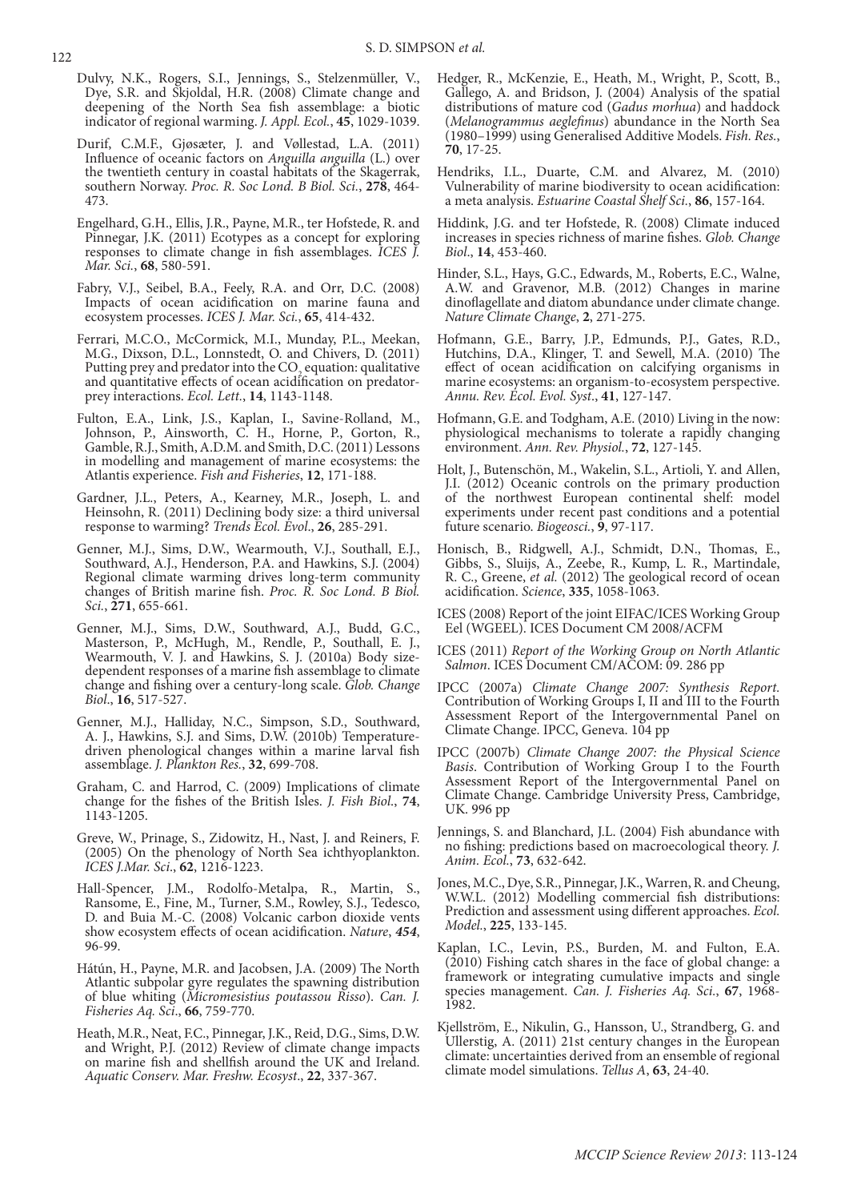Dulvy, N.K., Rogers, S.I., Jennings, S., Stelzenmüller, V., Dye, S.R. and Skjoldal, H.R. (2008) Climate change and deepening of the North Sea fish assemblage: a biotic indicator of regional warming. *J. Appl. Ecol.*, **45**, 1029-1039.

Durif, C.M.F., Gjøsæter, J. and Vøllestad, L.A. (2011) Influence of oceanic factors on *Anguilla anguilla* (L.) over the twentieth century in coastal habitats of the Skagerrak, southern Norway. *Proc. R. Soc Lond. B Biol. Sci.*, **278**, 464-473.

Engelhard, G.H., Ellis, J.R., Payne, M.R., ter Hofstede, R. and Pinnegar, J.K. (2011) Ecotypes as a concept for exploring responses to climate change in fish assemblages. *ICES J. Mar. Sci.*, **68**, 580-591.

Fabry, V.J., Seibel, B.A., Feely, R.A. and Orr, D.C. (2008) Impacts of ocean acidification on marine fauna and ecosystem processes. *ICES J. Mar. Sci.*, **65**, 414-432.

Ferrari, M.C.O., McCormick, M.I., Munday, P.L., Meekan, M.G., Dixson, D.L., Lonnstedt, O. and Chivers, D. (2011) Putting prey and predator into the $CO_2$ equation: qualitative and quantitative effects of ocean acidification on predator-prey interactions. *Ecol. Lett.*, **14**, 1143-1148.

Fulton, E.A., Link, J.S., Kaplan, I., Savine-Rolland, M., Johnson, P., Ainsworth, C. H., Horne, P., Gorton, R., Gamble, R.J., Smith, A.D.M. and Smith, D.C. (2011) Lessons in modelling and management of marine ecosystems: the Atlantis experience. *Fish and Fisheries*, **12**, 171-188.

Gardner, J.L., Peters, A., Kearney, M.R., Joseph, L. and Heinsohn, R. (2011) Declining body size: a third universal response to warming? *Trends Ecol. Evol*., **26**, 285-291.

Genner, M.J., Sims, D.W., Wearmouth, V.J., Southall, E.J., Southward, A.J., Henderson, P.A. and Hawkins, S.J. (2004) Regional climate warming drives long-term community changes of British marine fish. *Proc. R. Soc Lond. B Biol. Sci.*, **271**, 655-661.

Genner, M.J., Sims, D.W., Southward, A.J., Budd, G.C., Masterson, P., McHugh, M., Rendle, P., Southall, E. J., Wearmouth, V. J. and Hawkins, S. J. (2010a) Body size-dependent responses of a marine fish assemblage to climate change and fishing over a century-long scale. *Glob. Change Biol*., **16**, 517-527.

Genner, M.J., Halliday, N.C., Simpson, S.D., Southward, A. J., Hawkins, S.J. and Sims, D.W. (2010b) Temperature-driven phenological changes within a marine larval fish assemblage. *J. Plankton Res.*, **32**, 699-708.

Graham, C. and Harrod, C. (2009) Implications of climate change for the fishes of the British Isles. *J. Fish Biol*., **74**, 1143-1205.

Greve, W., Prinage, S., Zidowitz, H., Nast, J. and Reiners, F. (2005) On the phenology of North Sea ichthyoplankton. *ICES J.Mar. Sci*., **62**, 1216-1223.

Hall-Spencer, J.M., Rodolfo-Metalpa, R., Martin, S., Ransome, E., Fine, M., Turner, S.M., Rowley, S.J., Tedesco, D. and Buia M.-C. (2008) Volcanic carbon dioxide vents show ecosystem effects of ocean acidification. *Nature*, ***454***, 96-99.

Hátún, H., Payne, M.R. and Jacobsen, J.A. (2009) The North Atlantic subpolar gyre regulates the spawning distribution of blue whiting (*Micromesistius poutassou Risso*). *Can. J. Fisheries Aq. Sci*., **66**, 759-770.

Heath, M.R., Neat, F.C., Pinnegar, J.K., Reid, D.G., Sims, D.W. and Wright, P.J. (2012) Review of climate change impacts on marine fish and shellfish around the UK and Ireland. *Aquatic Conserv. Mar. Freshw. Ecosyst*., **22**, 337-367.

Hedger, R., McKenzie, E., Heath, M., Wright, P., Scott, B., Gallego, A. and Bridson, J. (2004) Analysis of the spatial distributions of mature cod (*Gadus morhua*) and haddock (*Melanogrammus aeglefinus*) abundance in the North Sea (1980–1999) using Generalised Additive Models. *Fish. Res.*, **70**, 17-25.

Hendriks, I.L., Duarte, C.M. and Alvarez, M. (2010) Vulnerability of marine biodiversity to ocean acidification: a meta analysis. *Estuarine Coastal Shelf Sci.*, **86**, 157-164.

Hiddink, J.G. and ter Hofstede, R. (2008) Climate induced increases in species richness of marine fishes. *Glob. Change Biol*., **14**, 453-460.

Hinder, S.L., Hays, G.C., Edwards, M., Roberts, E.C., Walne, A.W. and Gravenor, M.B. (2012) Changes in marine dinoflagellate and diatom abundance under climate change. *Nature Climate Change*, **2**, 271-275.

Hofmann, G.E., Barry, J.P., Edmunds, P.J., Gates, R.D., Hutchins, D.A., Klinger, T. and Sewell, M.A. (2010) The effect of ocean acidification on calcifying organisms in marine ecosystems: an organism-to-ecosystem perspective. *Annu. Rev. Ecol. Evol. Syst*., **41**, 127-147.

Hofmann, G.E. and Todgham, A.E. (2010) Living in the now: physiological mechanisms to tolerate a rapidly changing environment. *Ann. Rev. Physiol.*, **72**, 127-145.

Holt, J., Butenschön, M., Wakelin, S.L., Artioli, Y. and Allen, J.I. (2012) Oceanic controls on the primary production of the northwest European continental shelf: model experiments under recent past conditions and a potential future scenario. *Biogeosci.*, **9**, 97-117.

Honisch, B., Ridgwell, A.J., Schmidt, D.N., Thomas, E., Gibbs, S., Sluijs, A., Zeebe, R., Kump, L. R., Martindale, R. C., Greene, *et al.* (2012) The geological record of ocean acidification. *Science*, **335**, 1058-1063.

ICES (2008) Report of the joint EIFAC/ICES Working Group Eel (WGEEL). ICES Document CM 2008/ACFM

ICES (2011) *Report of the Working Group on North Atlantic Salmon*. ICES Document CM/ACOM: 09. 286 pp

IPCC (2007a) *Climate Change 2007: Synthesis Report.* Contribution of Working Groups I, II and III to the Fourth Assessment Report of the Intergovernmental Panel on Climate Change. IPCC, Geneva. 104 pp

IPCC (2007b) *Climate Change 2007: the Physical Science Basis*. Contribution of Working Group I to the Fourth Assessment Report of the Intergovernmental Panel on Climate Change. Cambridge University Press, Cambridge, UK. 996 pp

Jennings, S. and Blanchard, J.L. (2004) Fish abundance with no fishing: predictions based on macroecological theory. *J. Anim. Ecol.*, **73**, 632-642.

Jones, M.C., Dye, S.R., Pinnegar, J.K., Warren, R. and Cheung, W.W.L. (2012) Modelling commercial fish distributions: Prediction and assessment using different approaches. *Ecol. Model.*, **225**, 133-145.

Kaplan, I.C., Levin, P.S., Burden, M. and Fulton, E.A. (2010) Fishing catch shares in the face of global change: a framework or integrating cumulative impacts and single species management. *Can. J. Fisheries Aq. Sci.*, **67**, 1968-1982.

Kjellström, E., Nikulin, G., Hansson, U., Strandberg, G. and Ullerstig, A. (2011) 21st century changes in the European climate: uncertainties derived from an ensemble of regional climate model simulations. *Tellus A*, **63**, 24-40.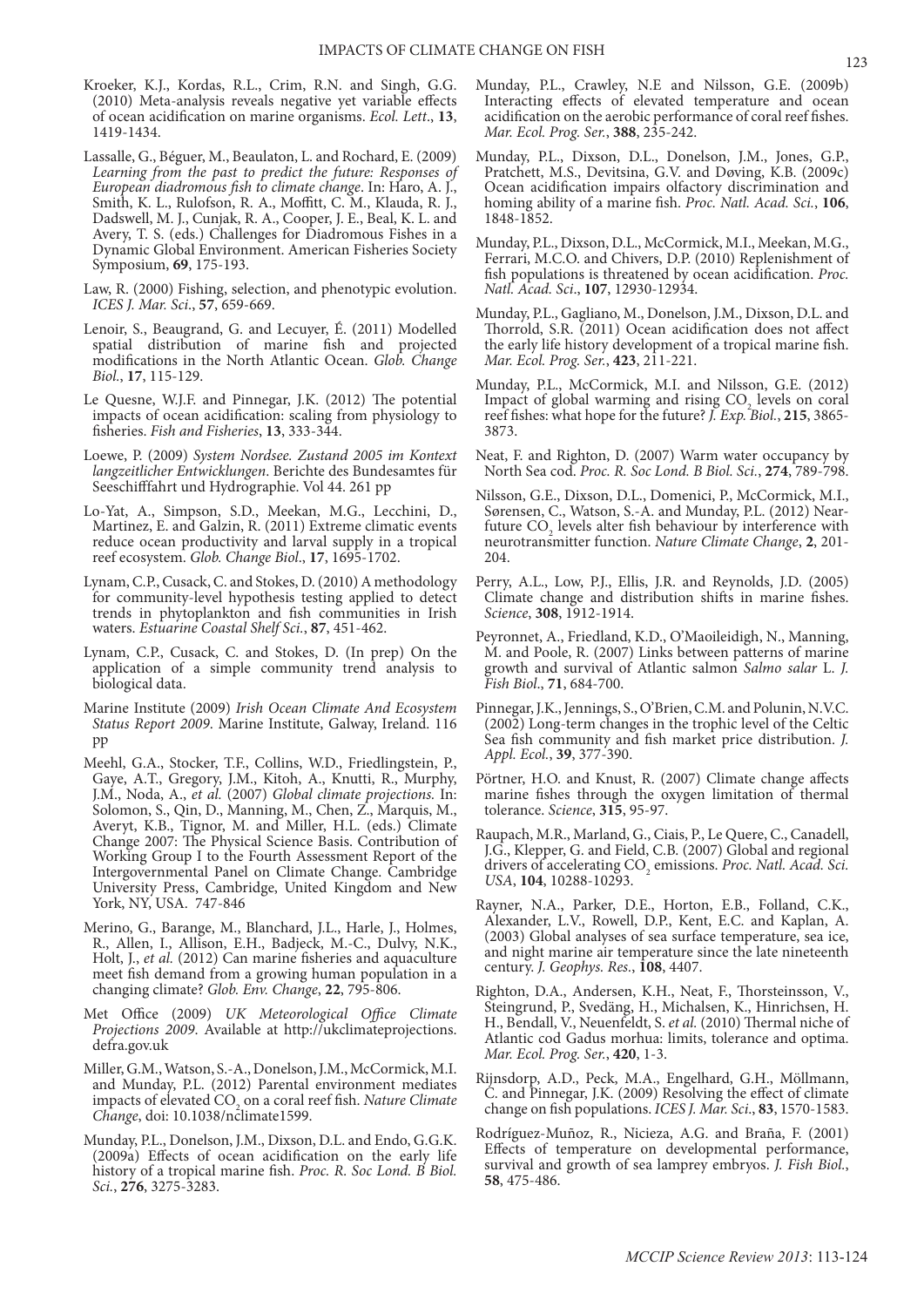Kroeker, K.J., Kordas, R.L., Crim, R.N. and Singh, G.G. (2010) Meta-analysis reveals negative yet variable effects of ocean acidification on marine organisms. *Ecol. Lett*., **13**, 1419-1434.

Lassalle, G., Béguer, M., Beaulaton, L. and Rochard, E. (2009) *Learning from the past to predict the future: Responses of European diadromous fish to climate change*. In: Haro, A. J., Smith, K. L., Rulofson, R. A., Moffitt, C. M., Klauda, R. J., Dadswell, M. J., Cunjak, R. A., Cooper, J. E., Beal, K. L. and Avery, T. S. (eds.) Challenges for Diadromous Fishes in a Dynamic Global Environment. American Fisheries Society Symposium, **69**, 175-193.

Law, R. (2000) Fishing, selection, and phenotypic evolution. *ICES J. Mar. Sci*., **57**, 659-669.

Lenoir, S., Beaugrand, G. and Lecuyer, É. (2011) Modelled spatial distribution of marine fish and projected modifications in the North Atlantic Ocean. *Glob. Change Biol.*, **17**, 115-129.

Le Quesne, W.J.F. and Pinnegar, J.K. (2012) The potential impacts of ocean acidification: scaling from physiology to fisheries. *Fish and Fisheries*, **13**, 333-344.

Loewe, P. (2009) *System Nordsee. Zustand 2005 im Kontext langzeitlicher Entwicklungen*. Berichte des Bundesamtes für Seeschifffahrt und Hydrographie. Vol 44. 261 pp

Lo-Yat, A., Simpson, S.D., Meekan, M.G., Lecchini, D., Martinez, E. and Galzin, R. (2011) Extreme climatic events reduce ocean productivity and larval supply in a tropical reef ecosystem. *Glob. Change Biol*., **17**, 1695-1702.

Lynam, C.P., Cusack, C. and Stokes, D. (2010) A methodology for community-level hypothesis testing applied to detect trends in phytoplankton and fish communities in Irish waters. *Estuarine Coastal Shelf Sci.*, **87**, 451-462.

Lynam, C.P., Cusack, C. and Stokes, D. (In prep) On the application of a simple community trend analysis to biological data.

Marine Institute (2009) *Irish Ocean Climate And Ecosystem Status Report 2009*. Marine Institute, Galway, Ireland. 116 pp

Meehl, G.A., Stocker, T.F., Collins, W.D., Friedlingstein, P., Gaye, A.T., Gregory, J.M., Kitoh, A., Knutti, R., Murphy, J.M., Noda, A., *et al.* (2007) *Global climate projections*. In: Solomon, S., Qin, D., Manning, M., Chen, Z., Marquis, M., Averyt, K.B., Tignor, M. and Miller, H.L. (eds.) Climate Change 2007: The Physical Science Basis. Contribution of Working Group I to the Fourth Assessment Report of the Intergovernmental Panel on Climate Change. Cambridge University Press, Cambridge, United Kingdom and New York, NY, USA. 747-846

Merino, G., Barange, M., Blanchard, J.L., Harle, J., Holmes, R., Allen, I., Allison, E.H., Badjeck, M.-C., Dulvy, N.K., Holt, J., *et al.* (2012) Can marine fisheries and aquaculture meet fish demand from a growing human population in a changing climate? *Glob. Env. Change*, **22**, 795-806.

Met Office (2009) *UK Meteorological Office Climate Projections 2009*. Available at http://ukclimateprojections.defra.gov.uk

Miller, G.M., Watson, S.-A., Donelson, J.M., McCormick, M.I. and Munday, P.L. (2012) Parental environment mediates impacts of elevated $CO_2$ on a coral reef fish. *Nature Climate Change*, doi: 10.1038/nclimate1599.

Munday, P.L., Donelson, J.M., Dixson, D.L. and Endo, G.G.K. (2009a) Effects of ocean acidification on the early life history of a tropical marine fish. *Proc. R. Soc Lond. B Biol. Sci.*, **276**, 3275-3283.

Munday, P.L., Crawley, N.E and Nilsson, G.E. (2009b) Interacting effects of elevated temperature and ocean acidification on the aerobic performance of coral reef fishes. *Mar. Ecol. Prog. Ser.*, **388**, 235-242.

Munday, P.L., Dixson, D.L., Donelson, J.M., Jones, G.P., Pratchett, M.S., Devitsina, G.V. and Døving, K.B. (2009c) Ocean acidification impairs olfactory discrimination and homing ability of a marine fish. *Proc. Natl. Acad. Sci.*, **106**, 1848-1852.

Munday, P.L., Dixson, D.L., McCormick, M.I., Meekan, M.G., Ferrari, M.C.O. and Chivers, D.P. (2010) Replenishment of fish populations is threatened by ocean acidification. *Proc. Natl. Acad. Sci*., **107**, 12930-12934.

Munday, P.L., Gagliano, M., Donelson, J.M., Dixson, D.L. and Thorrold, S.R. (2011) Ocean acidification does not affect the early life history development of a tropical marine fish. *Mar. Ecol. Prog. Ser.*, **423**, 211-221.

Munday, P.L., McCormick, M.I. and Nilsson, G.E. (2012) Impact of global warming and rising $CO_2$ levels on coral reef fishes: what hope for the future? *J. Exp. Biol.*, **215**, 3865-3873.

Neat, F. and Righton, D. (2007) Warm water occupancy by North Sea cod. *Proc. R. Soc Lond. B Biol. Sci*., **274**, 789-798.

Nilsson, G.E., Dixson, D.L., Domenici, P., McCormick, M.I., Sørensen, C., Watson, S.-A. and Munday, P.L. (2012) Near-future $CO_2$ levels alter fish behaviour by interference with neurotransmitter function. *Nature Climate Change*, **2**, 201-204.

Perry, A.L., Low, P.J., Ellis, J.R. and Reynolds, J.D. (2005) Climate change and distribution shifts in marine fishes. *Science*, **308**, 1912-1914.

Peyronnet, A., Friedland, K.D., O'Maoileidigh, N., Manning, M. and Poole, R. (2007) Links between patterns of marine growth and survival of Atlantic salmon *Salmo salar* L. *J. Fish Biol*., **71**, 684-700.

Pinnegar, J.K., Jennings, S., O'Brien, C.M. and Polunin, N.V.C. (2002) Long-term changes in the trophic level of the Celtic Sea fish community and fish market price distribution. *J. Appl. Ecol.*, **39**, 377-390.

Pörtner, H.O. and Knust, R. (2007) Climate change affects marine fishes through the oxygen limitation of thermal tolerance. *Science*, **315**, 95-97.

Raupach, M.R., Marland, G., Ciais, P., Le Quere, C., Canadell, J.G., Klepper, G. and Field, C.B. (2007) Global and regional drivers of accelerating $CO_2$ emissions. *Proc. Natl. Acad. Sci. USA*, **104**, 10288-10293.

Rayner, N.A., Parker, D.E., Horton, E.B., Folland, C.K., Alexander, L.V., Rowell, D.P., Kent, E.C. and Kaplan, A. (2003) Global analyses of sea surface temperature, sea ice, and night marine air temperature since the late nineteenth century. *J. Geophys. Res.*, **108**, 4407.

Righton, D.A., Andersen, K.H., Neat, F., Thorsteinsson, V., Steingrund, P., Svedäng, H., Michalsen, K., Hinrichsen, H. H., Bendall, V., Neuenfeldt, S. *et al.* (2010) Thermal niche of Atlantic cod Gadus morhua: limits, tolerance and optima. *Mar. Ecol. Prog. Ser.*, **420**, 1-3.

Rijnsdorp, A.D., Peck, M.A., Engelhard, G.H., Möllmann, C. and Pinnegar, J.K. (2009) Resolving the effect of climate change on fish populations. *ICES J. Mar. Sci*., **83**, 1570-1583.

Rodríguez-Muñoz, R., Nicieza, A.G. and Braña, F. (2001) Effects of temperature on developmental performance, survival and growth of sea lamprey embryos. *J. Fish Biol.*, **58**, 475-486.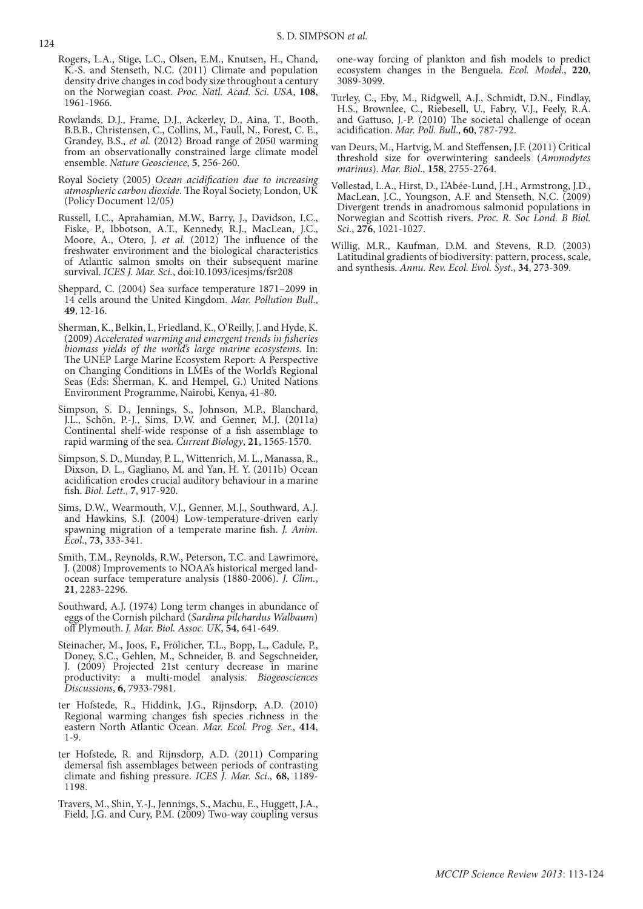Rogers, L.A., Stige, L.C., Olsen, E.M., Knutsen, H., Chand, K.-S. and Stenseth, N.C. (2011) Climate and population density drive changes in cod body size throughout a century on the Norwegian coast. *Proc. Natl. Acad. Sci. USA*, **108**, 1961-1966.

Rowlands, D.J., Frame, D.J., Ackerley, D., Aina, T., Booth, B.B.B., Christensen, C., Collins, M., Faull, N., Forest, C. E., Grandey, B.S., *et al.* (2012) Broad range of 2050 warming from an observationally constrained large climate model ensemble. *Nature Geoscience*, **5**, 256-260.

Royal Society (2005) *Ocean acidification due to increasing atmospheric carbon dioxide*. The Royal Society, London, UK (Policy Document 12/05)

Russell, I.C., Aprahamian, M.W., Barry, J., Davidson, I.C., Fiske, P., Ibbotson, A.T., Kennedy, R.J., MacLean, J.C., Moore, A., Otero, J. *et al.* (2012) The influence of the freshwater environment and the biological characteristics of Atlantic salmon smolts on their subsequent marine survival. *ICES J. Mar. Sci.*, doi:10.1093/icesjms/fsr208

Sheppard, C. (2004) Sea surface temperature 1871–2099 in 14 cells around the United Kingdom. *Mar. Pollution Bull*., **49**, 12-16.

Sherman, K., Belkin, I., Friedland, K., O'Reilly, J. and Hyde, K. (2009) *Accelerated warming and emergent trends in fisheries biomass yields of the world's large marine ecosystems*. In: The UNEP Large Marine Ecosystem Report: A Perspective on Changing Conditions in LMEs of the World's Regional Seas (Eds: Sherman, K. and Hempel, G.) United Nations Environment Programme, Nairobi, Kenya, 41-80.

Simpson, S. D., Jennings, S., Johnson, M.P., Blanchard, J.L., Schön, P.-J., Sims, D.W. and Genner, M.J. (2011a) Continental shelf-wide response of a fish assemblage to rapid warming of the sea. *Current Biology*, **21**, 1565-1570.

Simpson, S. D., Munday, P. L., Wittenrich, M. L., Manassa, R., Dixson, D. L., Gagliano, M. and Yan, H. Y. (2011b) Ocean acidification erodes crucial auditory behaviour in a marine fish. *Biol. Lett*., **7**, 917-920.

Sims, D.W., Wearmouth, V.J., Genner, M.J., Southward, A.J. and Hawkins, S.J. (2004) Low-temperature-driven early spawning migration of a temperate marine fish. *J. Anim. Ecol*., **73**, 333-341.

Smith, T.M., Reynolds, R.W., Peterson, T.C. and Lawrimore, J. (2008) Improvements to NOAA's historical merged land-ocean surface temperature analysis (1880-2006). *J. Clim.*, **21**, 2283-2296.

Southward, A.J. (1974) Long term changes in abundance of eggs of the Cornish pilchard (*Sardina pilchardus Walbaum*) off Plymouth. *J. Mar. Biol. Assoc. UK*, **54**, 641-649.

Steinacher, M., Joos, F., Frölicher, T.L., Bopp, L., Cadule, P., Doney, S.C., Gehlen, M., Schneider, B. and Segschneider, J. (2009) Projected 21st century decrease in marine productivity: a multi-model analysis. *Biogeosciences Discussions*, **6**, 7933-7981.

ter Hofstede, R., Hiddink, J.G., Rijnsdorp, A.D. (2010) Regional warming changes fish species richness in the eastern North Atlantic Ocean. *Mar. Ecol. Prog. Ser.*, **414**, 1-9.

ter Hofstede, R. and Rijnsdorp, A.D. (2011) Comparing demersal fish assemblages between periods of contrasting climate and fishing pressure. *ICES J. Mar. Sci*., **68**, 1189-1198.

Travers, M., Shin, Y.-J., Jennings, S., Machu, E., Huggett, J.A., Field, J.G. and Cury, P.M. (2009) Two-way coupling versus one-way forcing of plankton and fish models to predict ecosystem changes in the Benguela. *Ecol. Model*., **220**, 3089-3099.

Turley, C., Eby, M., Ridgwell, A.J., Schmidt, D.N., Findlay, H.S., Brownlee, C., Riebesell, U., Fabry, V.J., Feely, R.A. and Gattuso, J.-P. (2010) The societal challenge of ocean acidification. *Mar. Poll. Bull*., **60**, 787-792.

van Deurs, M., Hartvig, M. and Steffensen, J.F. (2011) Critical threshold size for overwintering sandeels (*Ammodytes marinus*). *Mar. Biol*., **158**, 2755-2764.

Vøllestad, L.A., Hirst, D., L'Abée-Lund, J.H., Armstrong, J.D., MacLean, J.C., Youngson, A.F. and Stenseth, N.C. (2009) Divergent trends in anadromous salmonid populations in Norwegian and Scottish rivers. *Proc. R. Soc Lond. B Biol. Sci.*, **276**, 1021-1027.

Willig, M.R., Kaufman, D.M. and Stevens, R.D. (2003) Latitudinal gradients of biodiversity: pattern, process, scale, and synthesis. *Annu. Rev. Ecol. Evol. Syst*., **34**, 273-309.